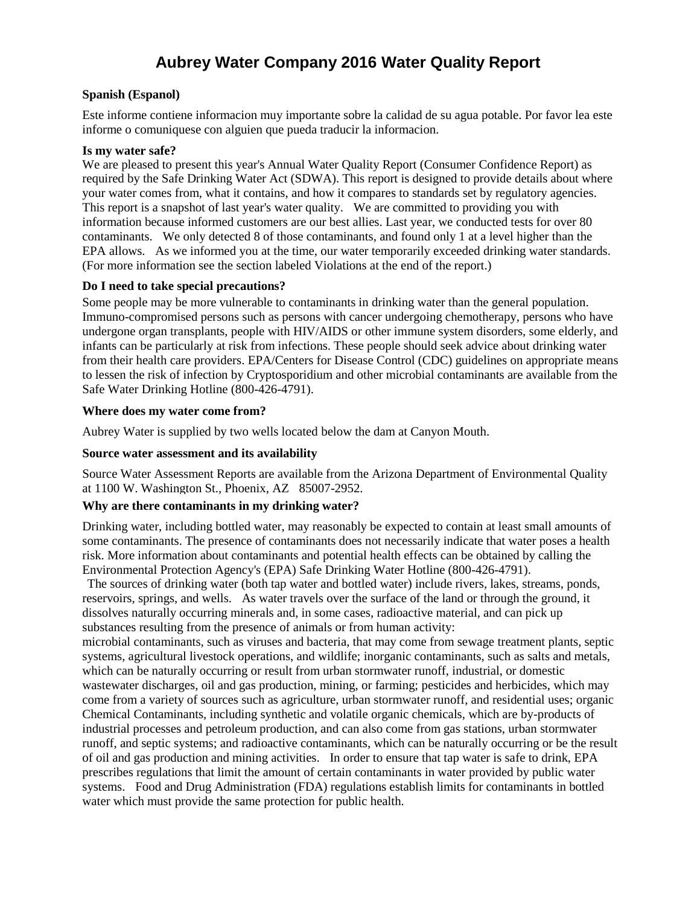# Aubrey Water Company 2016 Water Quality Report

**Spanish (Espanol)**

Este informe contiene informacion muy importante sobre la calidad de su agua potable. Por favor lea este informe o comuniquese con alguien que pueda traducir la informacion.

**Is my water safe?**

We are pleased to present this year's Annual Water Quality Report (Consumer Confidence Report) as required by the Safe Drinking Water Act (SDWA). This report is designed to provide details about where your water comes from, what it contains, and how it compares to standards set by regulatory agencies. This report is a snapshot of last year's water quality. We are committed to providing you with information because informed customers are our best allies. Last year, we conducted tests for over 80 contaminants. We only detected 8 of those contaminants, and found only 1 at a level higher than the EPA allows. As we informed you at the time, our water temporarily exceeded drinking water standards. (For more information see the section labeled Violations at the end of the report.)

**Do I need to take special precautions?**

Some people may be more vulnerable to contaminants in drinking water than the general population. Immuno-compromised persons such as persons with cancer undergoing chemotherapy, persons who have undergone organ transplants, people with HIV/AIDS or other immune system disorders, some elderly, and infants can be particularly at risk from infections. These people should seek advice about drinking water from their health care providers. EPA/Centers for Disease Control (CDC) guidelines on appropriate means to lessen the risk of infection by Cryptosporidium and other microbial contaminants are available from the Safe Water Drinking Hotline (800-426-4791).

**Where does my water come from?**

Aubrey Water is supplied by two wells located below the dam at Canyon Mouth.

**Source water assessment and its availability**

Source Water Assessment Reports are available from the Arizona Department of Environmental Quality at 1100 W. Washington St., Phoenix, AZ 85007-2952.

**Why are there contaminants in my drinking water?**

Drinking water, including bottled water, may reasonably be expected to contain at least small amounts of some contaminants. The presence of contaminants does not necessarily indicate that water poses a health risk. More information about contaminants and potential health effects can be obtained by calling the Environmental Protection Agency's (EPA) Safe Drinking Water Hotline (800-426-4791).

The sources of drinking water (both tap water and bottled water) include rivers, lakes, streams, ponds, reservoirs, springs, and wells. As water travels over the surface of the land or through the ground, it dissolves naturally occurring minerals and, in some cases, radioactive material, and can pick up substances resulting from the presence of animals or from human activity:

microbial contaminants, such as viruses and bacteria, that may come from sewage treatment plants, septic systems, agricultural livestock operations, and wildlife; inorganic contaminants, such as salts and metals, which can be naturally occurring or result from urban stormwater runoff, industrial, or domestic wastewater discharges, oil and gas production, mining, or farming; pesticides and herbicides, which may come from a variety of sources such as agriculture, urban stormwater runoff, and residential uses; organic Chemical Contaminants, including synthetic and volatile organic chemicals, which are by-products of industrial processes and petroleum production, and can also come from gas stations, urban stormwater runoff, and septic systems; and radioactive contaminants, which can be naturally occurring or be the result of oil and gas production and mining activities. In order to ensure that tap water is safe to drink, EPA prescribes regulations that limit the amount of certain contaminants in water provided by public water systems. Food and Drug Administration (FDA) regulations establish limits for contaminants in bottled water which must provide the same protection for public health.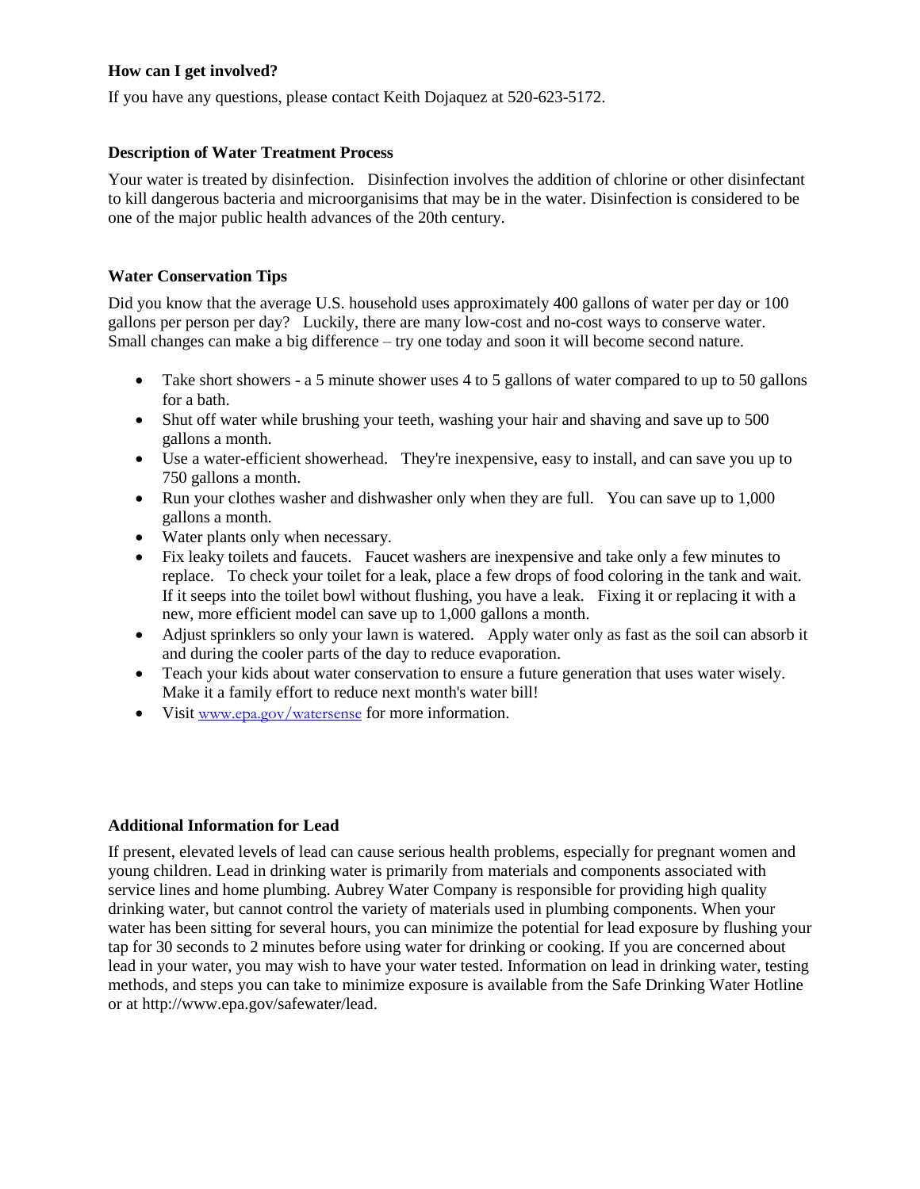**How can I get involved?**

If you have any questions, please contact Keith Dojaquez at 520-623-5172.

**Description of Water Treatment Process**

Your water is treated by disinfection. Disinfection involves the addition of chlorine or other disinfectant to kill dangerous bacteria and microorganisims that may be in the water. Disinfection is considered to be one of the major public health advances of the 20th century.

**Water Conservation Tips**

Did you know that the average U.S. household uses approximately 400 gallons of water per day or 100 gallons per person per day? Luckily, there are many low-cost and no-cost ways to conserve water. Small changes can make a big difference – try one today and soon it will become second nature.

- Take short showers - a 5 minute shower uses 4 to 5 gallons of water compared to up to 50 gallons for a bath.
- Shut off water while brushing your teeth, washing your hair and shaving and save up to 500 gallons a month.
- Use a water-efficient showerhead. They're inexpensive, easy to install, and can save you up to 750 gallons a month.
- Run your clothes washer and dishwasher only when they are full. You can save up to 1,000 gallons a month.
- Water plants only when necessary.
- Fix leaky toilets and faucets. Faucet washers are inexpensive and take only a few minutes to replace. To check your toilet for a leak, place a few drops of food coloring in the tank and wait. If it seeps into the toilet bowl without flushing, you have a leak. Fixing it or replacing it with a new, more efficient model can save up to 1,000 gallons a month.
- Adjust sprinklers so only your lawn is watered. Apply water only as fast as the soil can absorb it and during the cooler parts of the day to reduce evaporation.
- Teach your kids about water conservation to ensure a future generation that uses water wisely. Make it a family effort to reduce next month's water bill!
- Visit www.epa.gov/watersense for more information.

**Additional Information for Lead**

If present, elevated levels of lead can cause serious health problems, especially for pregnant women and young children. Lead in drinking water is primarily from materials and components associated with service lines and home plumbing. Aubrey Water Company is responsible for providing high quality drinking water, but cannot control the variety of materials used in plumbing components. When your water has been sitting for several hours, you can minimize the potential for lead exposure by flushing your tap for 30 seconds to 2 minutes before using water for drinking or cooking. If you are concerned about lead in your water, you may wish to have your water tested. Information on lead in drinking water, testing methods, and steps you can take to minimize exposure is available from the Safe Drinking Water Hotline or at http://www.epa.gov/safewater/lead.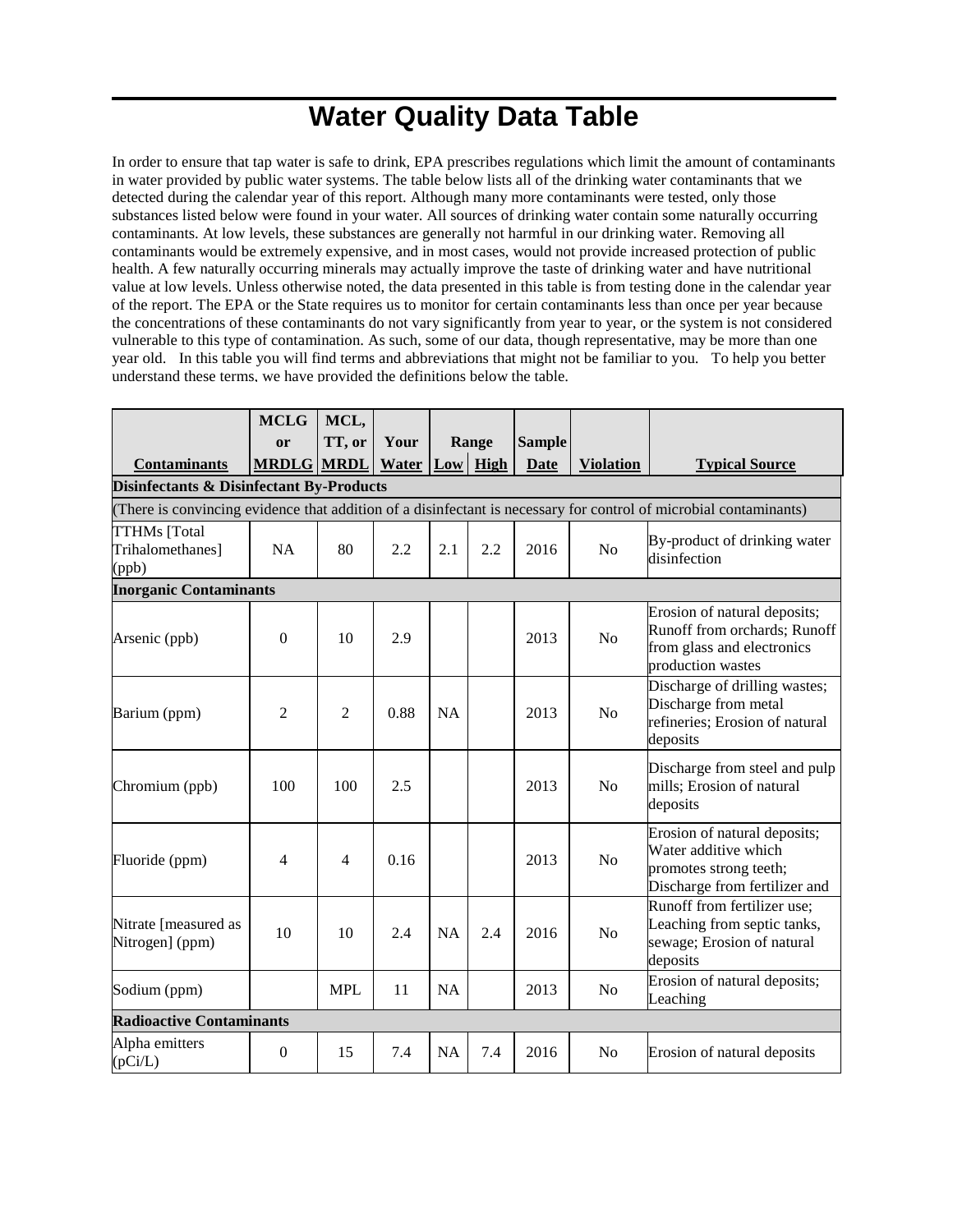# Water Quality Data Table

In order to ensure that tap water is safe to drink, EPA prescribes regulations which limit the amount of contaminants in water provided by public water systems. The table below lists all of the drinking water contaminants that we detected during the calendar year of this report. Although many more contaminants were tested, only those substances listed below were found in your water. All sources of drinking water contain some naturally occurring contaminants. At low levels, these substances are generally not harmful in our drinking water. Removing all contaminants would be extremely expensive, and in most cases, would not provide increased protection of public health. A few naturally occurring minerals may actually improve the taste of drinking water and have nutritional value at low levels. Unless otherwise noted, the data presented in this table is from testing done in the calendar year of the report. The EPA or the State requires us to monitor for certain contaminants less than once per year because the concentrations of these contaminants do not vary significantly from year to year, or the system is not considered vulnerable to this type of contamination. As such, some of our data, though representative, may be more than one year old. In this table you will find terms and abbreviations that might not be familiar to you. To help you better understand these terms, we have provided the definitions below the table.

| Contaminants | MCLG or MRDLG | MCL, TT, or MRDL | Your Water | Range Low | Range High | Sample Date | Violation | Typical Source |
|---|---|---|---|---|---|---|---|---|
| **Disinfectants & Disinfectant By-Products** | | | | | | | | |
| (There is convincing evidence that addition of a disinfectant is necessary for control of microbial contaminants) | | | | | | | | |
| TTHMs [Total Trihalomethanes] (ppb) | NA | 80 | 2.2 | 2.1 | 2.2 | 2016 | No | By-product of drinking water disinfection |
| **Inorganic Contaminants** | | | | | | | | |
| Arsenic (ppb) | 0 | 10 | 2.9 | | | 2013 | No | Erosion of natural deposits; Runoff from orchards; Runoff from glass and electronics production wastes |
| Barium (ppm) | 2 | 2 | 0.88 | NA | | 2013 | No | Discharge of drilling wastes; Discharge from metal refineries; Erosion of natural deposits |
| Chromium (ppb) | 100 | 100 | 2.5 | | | 2013 | No | Discharge from steel and pulp mills; Erosion of natural deposits |
| Fluoride (ppm) | 4 | 4 | 0.16 | | | 2013 | No | Erosion of natural deposits; Water additive which promotes strong teeth; Discharge from fertilizer and |
| Nitrate [measured as Nitrogen] (ppm) | 10 | 10 | 2.4 | NA | 2.4 | 2016 | No | Runoff from fertilizer use; Leaching from septic tanks, sewage; Erosion of natural deposits |
| Sodium (ppm) | | MPL | 11 | NA | | 2013 | No | Erosion of natural deposits; Leaching |
| **Radioactive Contaminants** | | | | | | | | |
| Alpha emitters (pCi/L) | 0 | 15 | 7.4 | NA | 7.4 | 2016 | No | Erosion of natural deposits |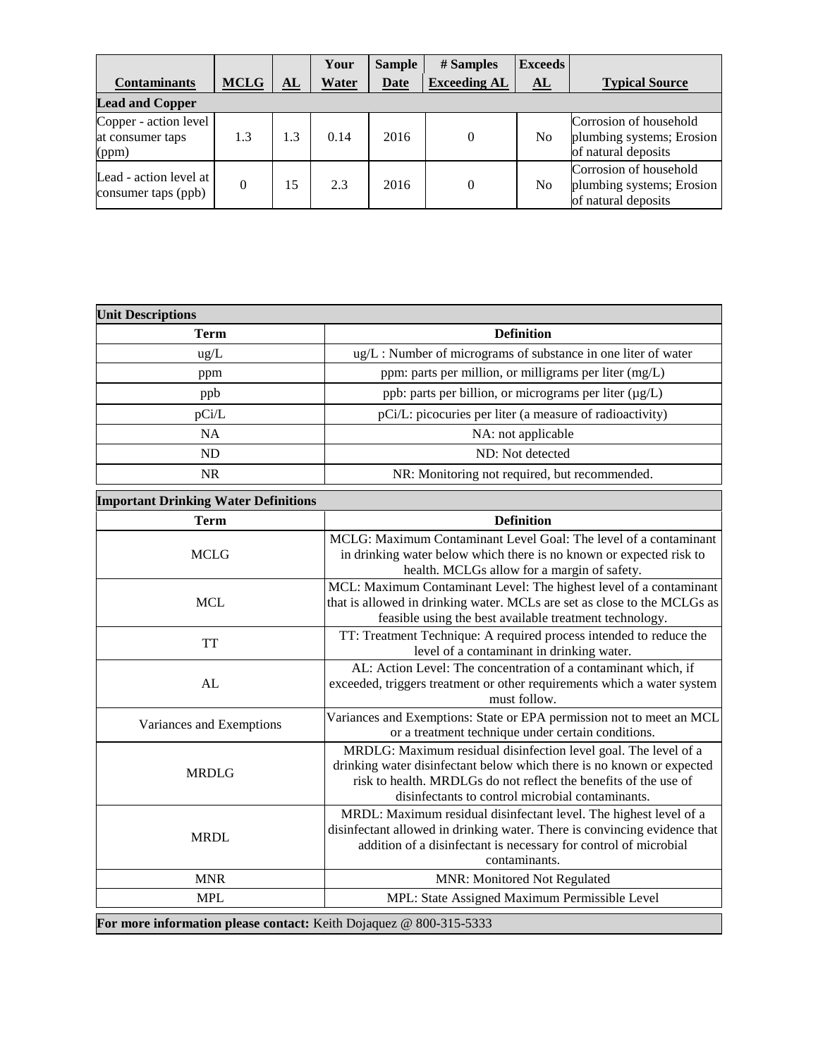| Contaminants | MCLG | AL | Your Water | Sample Date | # Samples Exceeding AL | Exceeds AL | Typical Source |
|---|---|---|---|---|---|---|---|
| **Lead and Copper** | | | | | | | |
| Copper - action level at consumer taps (ppm) | 1.3 | 1.3 | 0.14 | 2016 | 0 | No | Corrosion of household plumbing systems; Erosion of natural deposits |
| Lead - action level at consumer taps (ppb) | 0 | 15 | 2.3 | 2016 | 0 | No | Corrosion of household plumbing systems; Erosion of natural deposits |

| Unit Descriptions | |
|---|---|
| **Term** | **Definition** |
| ug/L | ug/L : Number of micrograms of substance in one liter of water |
| ppm | ppm: parts per million, or milligrams per liter (mg/L) |
| ppb | ppb: parts per billion, or micrograms per liter (µg/L) |
| pCi/L | pCi/L: picocuries per liter (a measure of radioactivity) |
| NA | NA: not applicable |
| ND | ND: Not detected |
| NR | NR: Monitoring not required, but recommended. |

| Important Drinking Water Definitions | |
|---|---|
| **Term** | **Definition** |
| MCLG | MCLG: Maximum Contaminant Level Goal: The level of a contaminant in drinking water below which there is no known or expected risk to health. MCLGs allow for a margin of safety. |
| MCL | MCL: Maximum Contaminant Level: The highest level of a contaminant that is allowed in drinking water. MCLs are set as close to the MCLGs as feasible using the best available treatment technology. |
| TT | TT: Treatment Technique: A required process intended to reduce the level of a contaminant in drinking water. |
| AL | AL: Action Level: The concentration of a contaminant which, if exceeded, triggers treatment or other requirements which a water system must follow. |
| Variances and Exemptions | Variances and Exemptions: State or EPA permission not to meet an MCL or a treatment technique under certain conditions. |
| MRDLG | MRDLG: Maximum residual disinfection level goal. The level of a drinking water disinfectant below which there is no known or expected risk to health. MRDLGs do not reflect the benefits of the use of disinfectants to control microbial contaminants. |
| MRDL | MRDL: Maximum residual disinfectant level. The highest level of a disinfectant allowed in drinking water. There is convincing evidence that addition of a disinfectant is necessary for control of microbial contaminants. |
| MNR | MNR: Monitored Not Regulated |
| MPL | MPL: State Assigned Maximum Permissible Level |

**For more information please contact:** Keith Dojaquez @ 800-315-5333